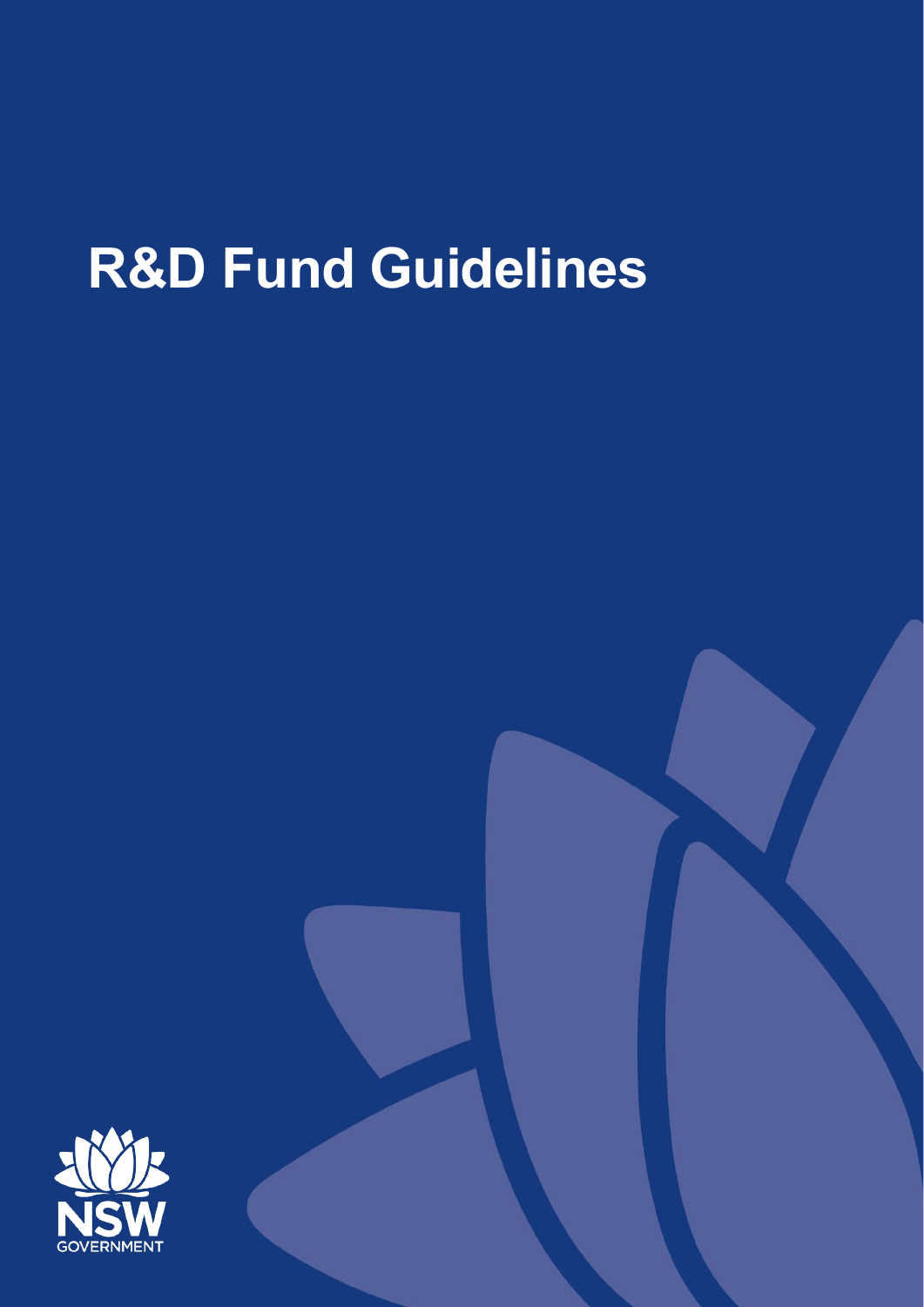# R&D Fund Guidelines

NSW GOVERNMENT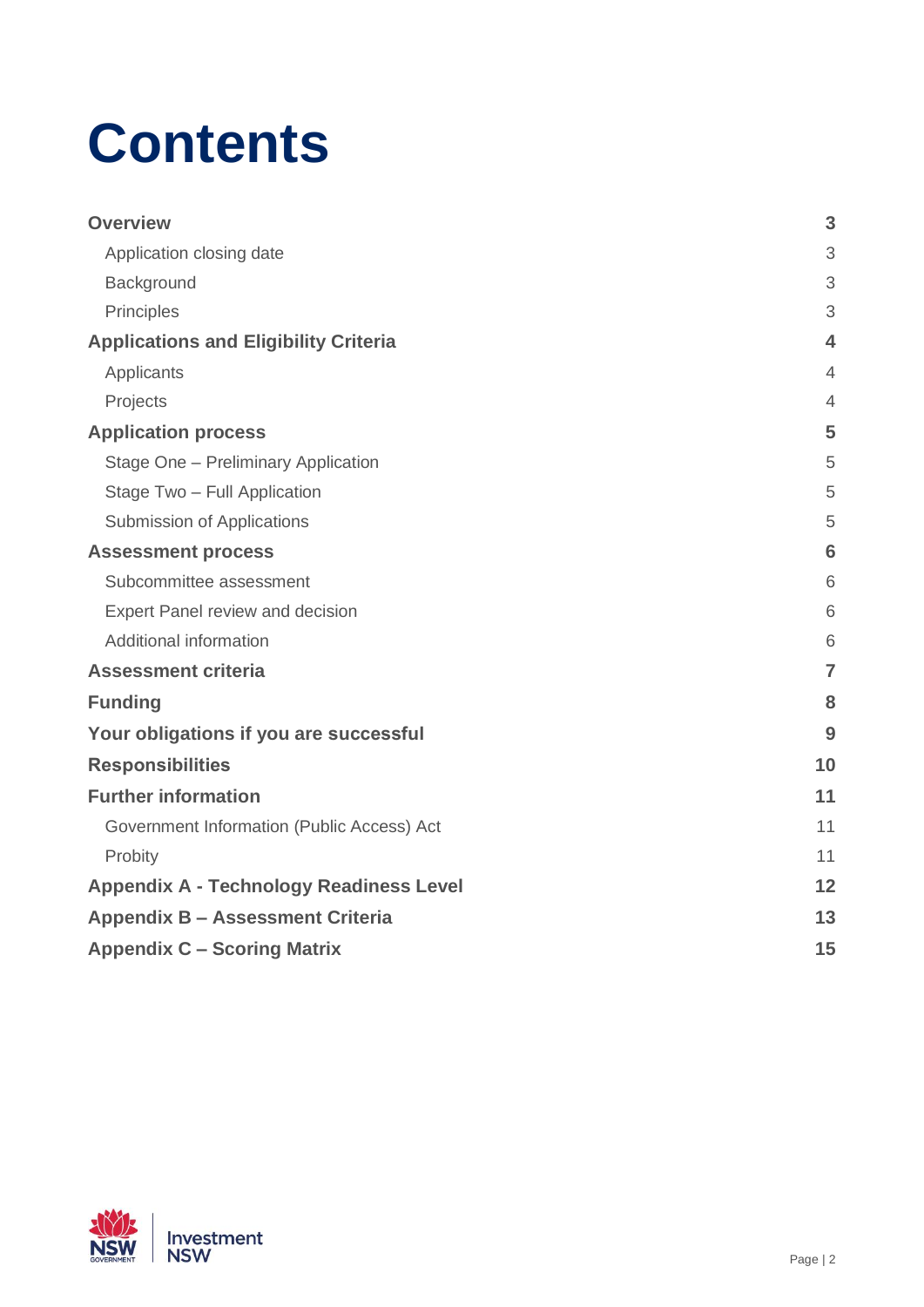# Contents

| | |
|---|---|
| **Overview** | **3** |
| Application closing date | 3 |
| Background | 3 |
| Principles | 3 |
| **Applications and Eligibility Criteria** | **4** |
| Applicants | 4 |
| Projects | 4 |
| **Application process** | **5** |
| Stage One – Preliminary Application | 5 |
| Stage Two – Full Application | 5 |
| Submission of Applications | 5 |
| **Assessment process** | **6** |
| Subcommittee assessment | 6 |
| Expert Panel review and decision | 6 |
| Additional information | 6 |
| **Assessment criteria** | **7** |
| **Funding** | **8** |
| **Your obligations if you are successful** | **9** |
| **Responsibilities** | **10** |
| **Further information** | **11** |
| Government Information (Public Access) Act | 11 |
| Probity | 11 |
| **Appendix A - Technology Readiness Level** | **12** |
| **Appendix B – Assessment Criteria** | **13** |
| **Appendix C – Scoring Matrix** | **15** |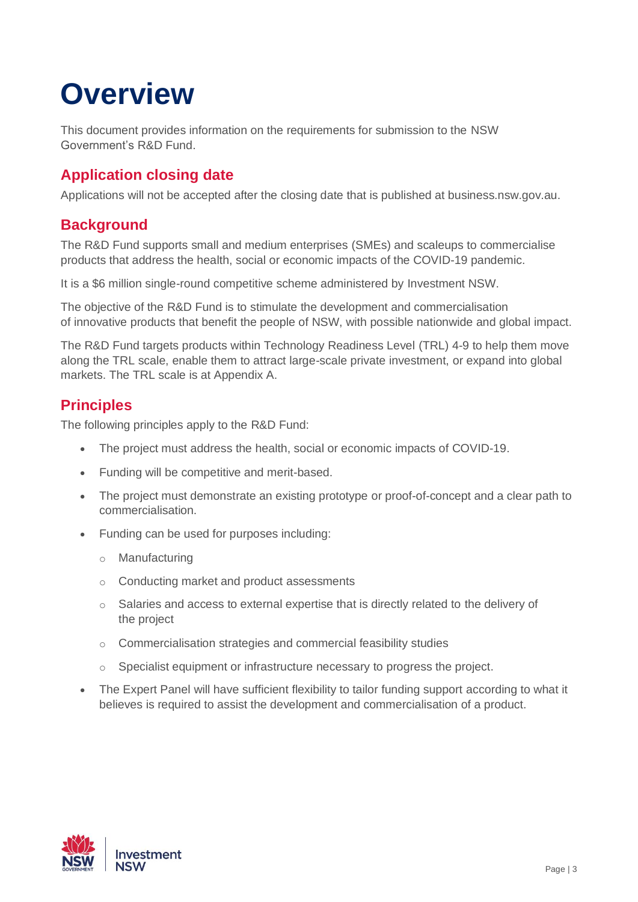# Overview

This document provides information on the requirements for submission to the NSW Government's R&D Fund.

## Application closing date

Applications will not be accepted after the closing date that is published at business.nsw.gov.au.

## Background

The R&D Fund supports small and medium enterprises (SMEs) and scaleups to commercialise products that address the health, social or economic impacts of the COVID-19 pandemic.

It is a $6 million single-round competitive scheme administered by Investment NSW.

The objective of the R&D Fund is to stimulate the development and commercialisation of innovative products that benefit the people of NSW, with possible nationwide and global impact.

The R&D Fund targets products within Technology Readiness Level (TRL) 4-9 to help them move along the TRL scale, enable them to attract large-scale private investment, or expand into global markets. The TRL scale is at Appendix A.

## Principles

The following principles apply to the R&D Fund:

- The project must address the health, social or economic impacts of COVID-19.
- Funding will be competitive and merit-based.
- The project must demonstrate an existing prototype or proof-of-concept and a clear path to commercialisation.
- Funding can be used for purposes including:
  - Manufacturing
  - Conducting market and product assessments
  - Salaries and access to external expertise that is directly related to the delivery of the project
  - Commercialisation strategies and commercial feasibility studies
  - Specialist equipment or infrastructure necessary to progress the project.
- The Expert Panel will have sufficient flexibility to tailor funding support according to what it believes is required to assist the development and commercialisation of a product.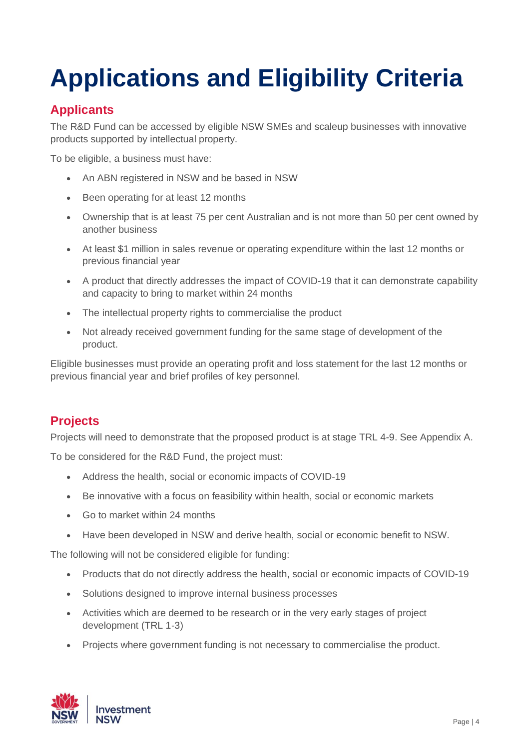# Applications and Eligibility Criteria

## Applicants

The R&D Fund can be accessed by eligible NSW SMEs and scaleup businesses with innovative products supported by intellectual property.

To be eligible, a business must have:

- An ABN registered in NSW and be based in NSW
- Been operating for at least 12 months
- Ownership that is at least 75 per cent Australian and is not more than 50 per cent owned by another business
- At least $1 million in sales revenue or operating expenditure within the last 12 months or previous financial year
- A product that directly addresses the impact of COVID-19 that it can demonstrate capability and capacity to bring to market within 24 months
- The intellectual property rights to commercialise the product
- Not already received government funding for the same stage of development of the product.

Eligible businesses must provide an operating profit and loss statement for the last 12 months or previous financial year and brief profiles of key personnel.

## Projects

Projects will need to demonstrate that the proposed product is at stage TRL 4-9. See Appendix A.

To be considered for the R&D Fund, the project must:

- Address the health, social or economic impacts of COVID-19
- Be innovative with a focus on feasibility within health, social or economic markets
- Go to market within 24 months
- Have been developed in NSW and derive health, social or economic benefit to NSW.

The following will not be considered eligible for funding:

- Products that do not directly address the health, social or economic impacts of COVID-19
- Solutions designed to improve internal business processes
- Activities which are deemed to be research or in the very early stages of project development (TRL 1-3)
- Projects where government funding is not necessary to commercialise the product.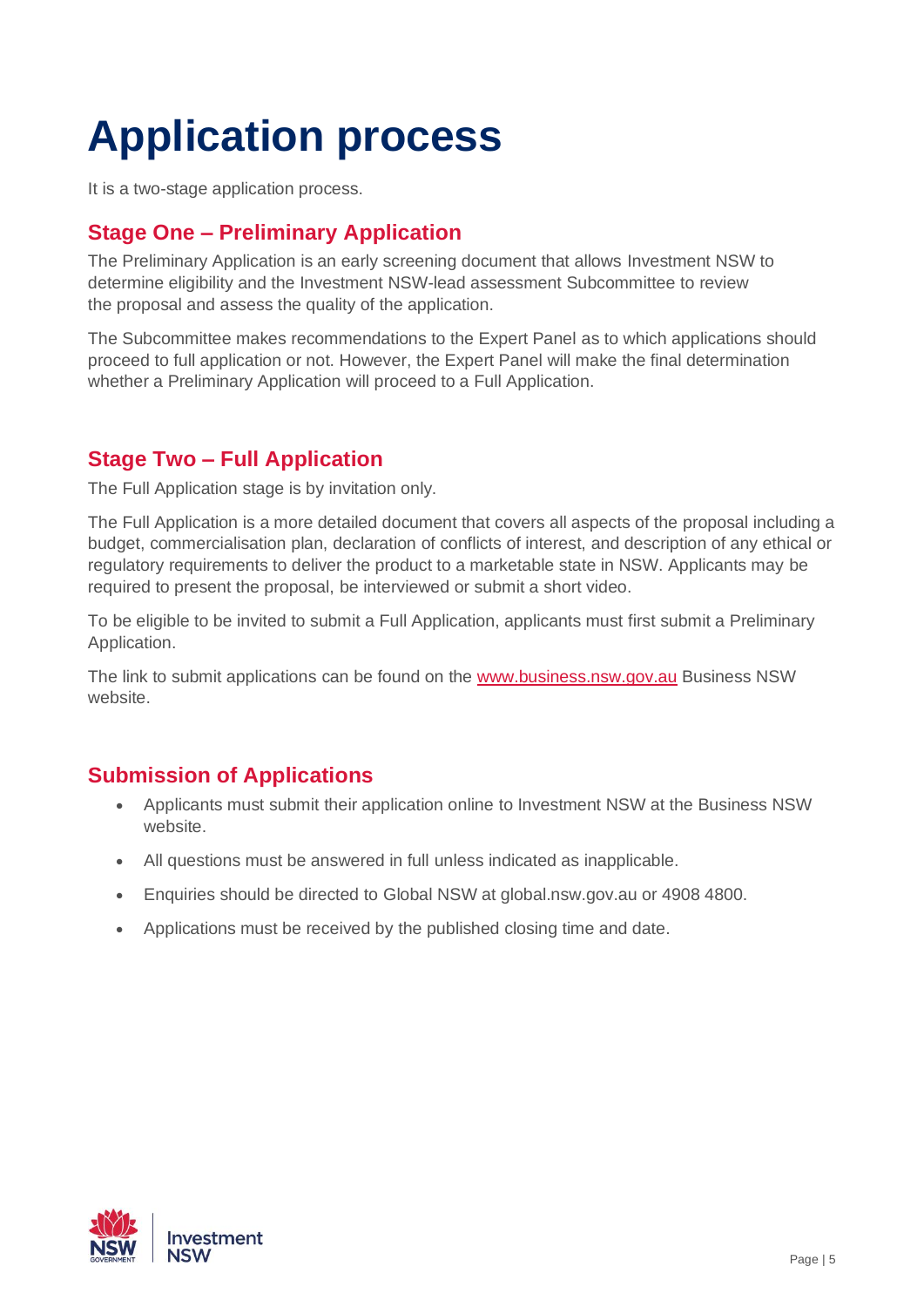# Application process

It is a two-stage application process.

## Stage One – Preliminary Application

The Preliminary Application is an early screening document that allows Investment NSW to determine eligibility and the Investment NSW-lead assessment Subcommittee to review the proposal and assess the quality of the application.

The Subcommittee makes recommendations to the Expert Panel as to which applications should proceed to full application or not. However, the Expert Panel will make the final determination whether a Preliminary Application will proceed to a Full Application.

## Stage Two – Full Application

The Full Application stage is by invitation only.

The Full Application is a more detailed document that covers all aspects of the proposal including a budget, commercialisation plan, declaration of conflicts of interest, and description of any ethical or regulatory requirements to deliver the product to a marketable state in NSW. Applicants may be required to present the proposal, be interviewed or submit a short video.

To be eligible to be invited to submit a Full Application, applicants must first submit a Preliminary Application.

The link to submit applications can be found on the [www.business.nsw.gov.au](http://www.business.nsw.gov.au) Business NSW website.

## Submission of Applications

- Applicants must submit their application online to Investment NSW at the Business NSW website.
- All questions must be answered in full unless indicated as inapplicable.
- Enquiries should be directed to Global NSW at global.nsw.gov.au or 4908 4800.
- Applications must be received by the published closing time and date.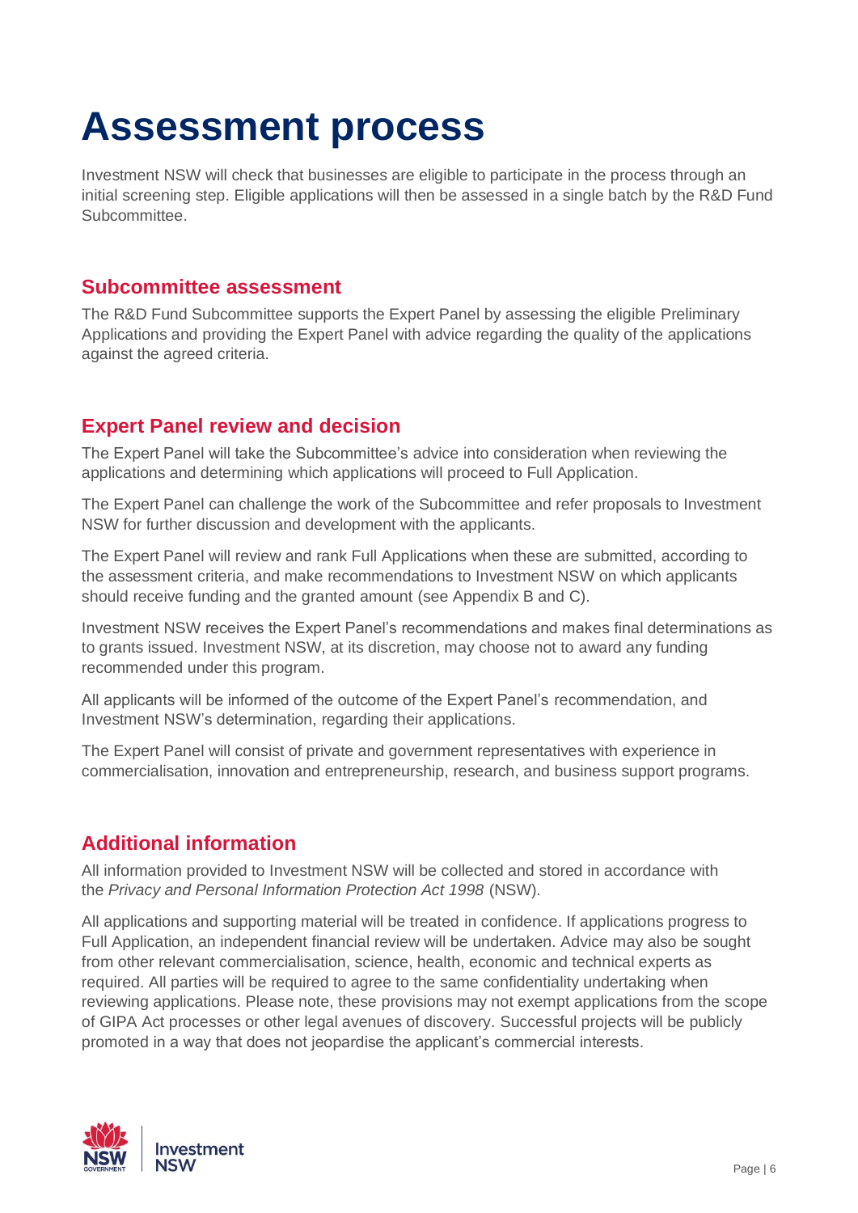# Assessment process

Investment NSW will check that businesses are eligible to participate in the process through an initial screening step. Eligible applications will then be assessed in a single batch by the R&D Fund Subcommittee.

## Subcommittee assessment

The R&D Fund Subcommittee supports the Expert Panel by assessing the eligible Preliminary Applications and providing the Expert Panel with advice regarding the quality of the applications against the agreed criteria.

## Expert Panel review and decision

The Expert Panel will take the Subcommittee's advice into consideration when reviewing the applications and determining which applications will proceed to Full Application.

The Expert Panel can challenge the work of the Subcommittee and refer proposals to Investment NSW for further discussion and development with the applicants.

The Expert Panel will review and rank Full Applications when these are submitted, according to the assessment criteria, and make recommendations to Investment NSW on which applicants should receive funding and the granted amount (see Appendix B and C).

Investment NSW receives the Expert Panel's recommendations and makes final determinations as to grants issued. Investment NSW, at its discretion, may choose not to award any funding recommended under this program.

All applicants will be informed of the outcome of the Expert Panel's recommendation, and Investment NSW's determination, regarding their applications.

The Expert Panel will consist of private and government representatives with experience in commercialisation, innovation and entrepreneurship, research, and business support programs.

## Additional information

All information provided to Investment NSW will be collected and stored in accordance with the *Privacy and Personal Information Protection Act 1998* (NSW).

All applications and supporting material will be treated in confidence. If applications progress to Full Application, an independent financial review will be undertaken. Advice may also be sought from other relevant commercialisation, science, health, economic and technical experts as required. All parties will be required to agree to the same confidentiality undertaking when reviewing applications. Please note, these provisions may not exempt applications from the scope of GIPA Act processes or other legal avenues of discovery. Successful projects will be publicly promoted in a way that does not jeopardise the applicant's commercial interests.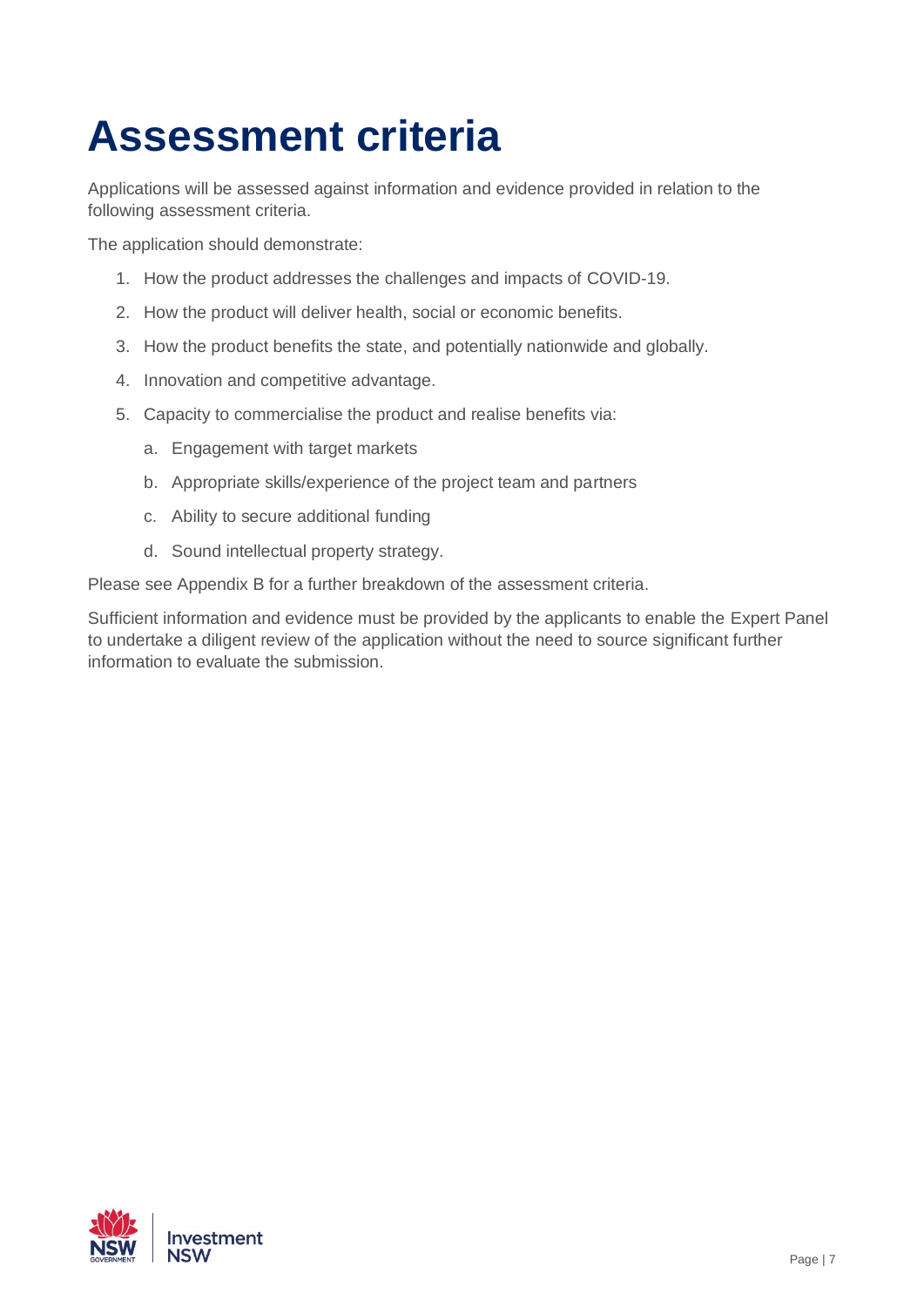# Assessment criteria

Applications will be assessed against information and evidence provided in relation to the following assessment criteria.

The application should demonstrate:

1. How the product addresses the challenges and impacts of COVID-19.
2. How the product will deliver health, social or economic benefits.
3. How the product benefits the state, and potentially nationwide and globally.
4. Innovation and competitive advantage.
5. Capacity to commercialise the product and realise benefits via:
    a. Engagement with target markets
    b. Appropriate skills/experience of the project team and partners
    c. Ability to secure additional funding
    d. Sound intellectual property strategy.

Please see Appendix B for a further breakdown of the assessment criteria.

Sufficient information and evidence must be provided by the applicants to enable the Expert Panel to undertake a diligent review of the application without the need to source significant further information to evaluate the submission.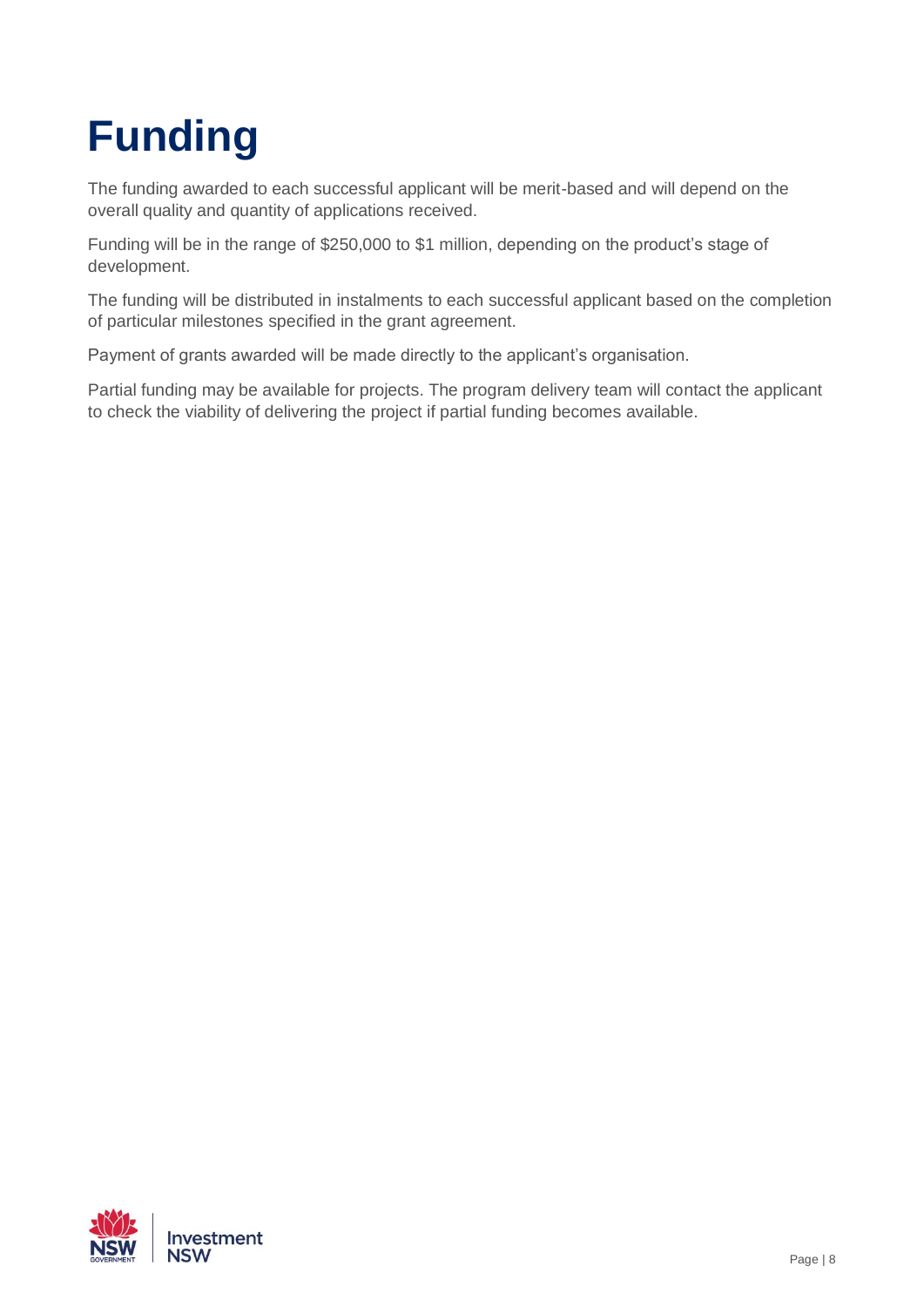# Funding

The funding awarded to each successful applicant will be merit-based and will depend on the overall quality and quantity of applications received.

Funding will be in the range of $250,000 to $1 million, depending on the product's stage of development.

The funding will be distributed in instalments to each successful applicant based on the completion of particular milestones specified in the grant agreement.

Payment of grants awarded will be made directly to the applicant's organisation.

Partial funding may be available for projects. The program delivery team will contact the applicant to check the viability of delivering the project if partial funding becomes available.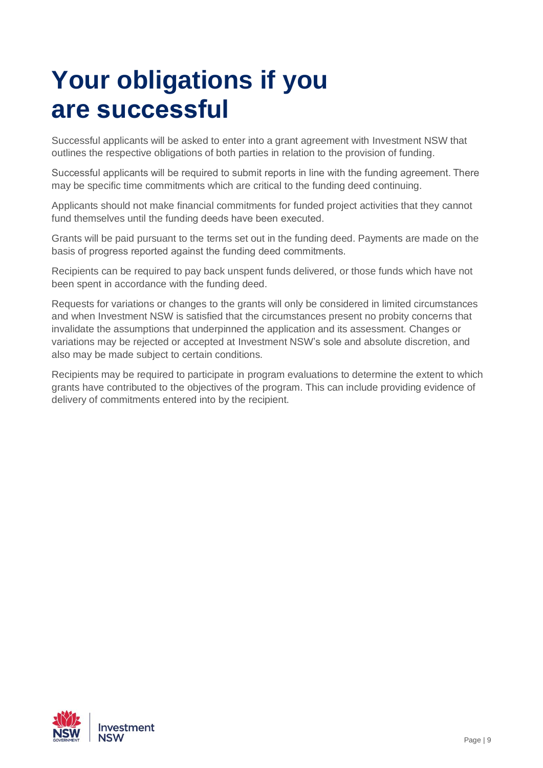# Your obligations if you are successful

Successful applicants will be asked to enter into a grant agreement with Investment NSW that outlines the respective obligations of both parties in relation to the provision of funding.

Successful applicants will be required to submit reports in line with the funding agreement. There may be specific time commitments which are critical to the funding deed continuing.

Applicants should not make financial commitments for funded project activities that they cannot fund themselves until the funding deeds have been executed.

Grants will be paid pursuant to the terms set out in the funding deed. Payments are made on the basis of progress reported against the funding deed commitments.

Recipients can be required to pay back unspent funds delivered, or those funds which have not been spent in accordance with the funding deed.

Requests for variations or changes to the grants will only be considered in limited circumstances and when Investment NSW is satisfied that the circumstances present no probity concerns that invalidate the assumptions that underpinned the application and its assessment. Changes or variations may be rejected or accepted at Investment NSW's sole and absolute discretion, and also may be made subject to certain conditions.

Recipients may be required to participate in program evaluations to determine the extent to which grants have contributed to the objectives of the program. This can include providing evidence of delivery of commitments entered into by the recipient.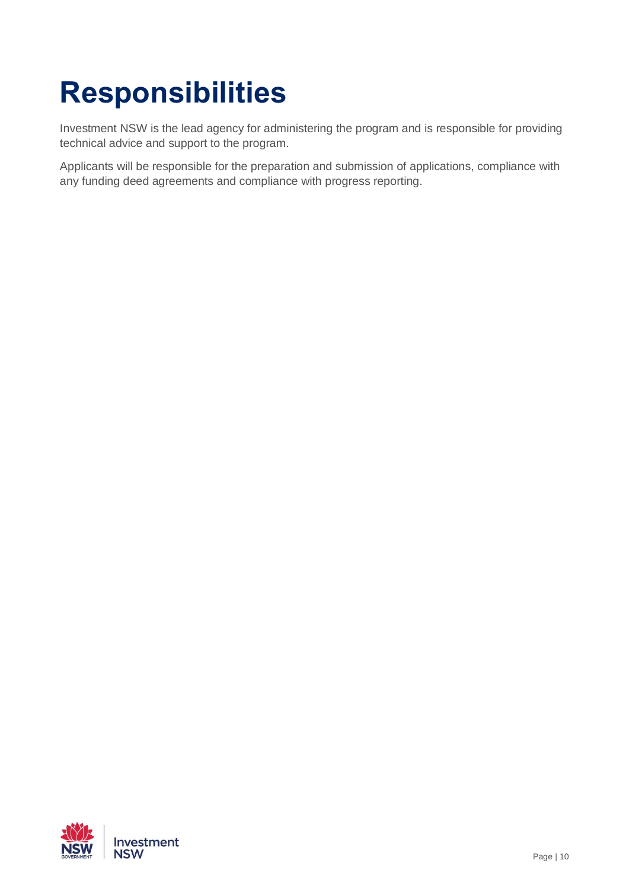# Responsibilities

Investment NSW is the lead agency for administering the program and is responsible for providing technical advice and support to the program.

Applicants will be responsible for the preparation and submission of applications, compliance with any funding deed agreements and compliance with progress reporting.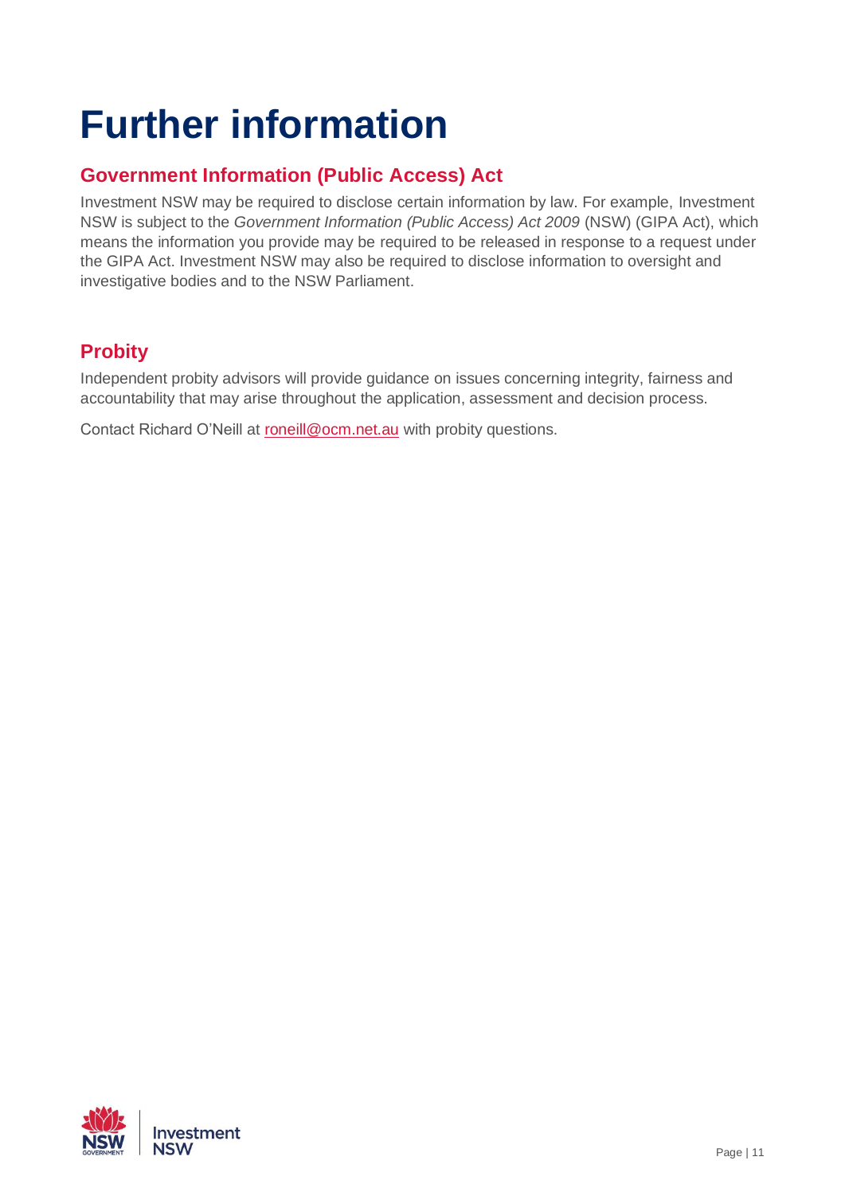# Further information

## Government Information (Public Access) Act

Investment NSW may be required to disclose certain information by law. For example, Investment NSW is subject to the *Government Information (Public Access) Act 2009* (NSW) (GIPA Act), which means the information you provide may be required to be released in response to a request under the GIPA Act. Investment NSW may also be required to disclose information to oversight and investigative bodies and to the NSW Parliament.

## Probity

Independent probity advisors will provide guidance on issues concerning integrity, fairness and accountability that may arise throughout the application, assessment and decision process.

Contact Richard O'Neill at roneill@ocm.net.au with probity questions.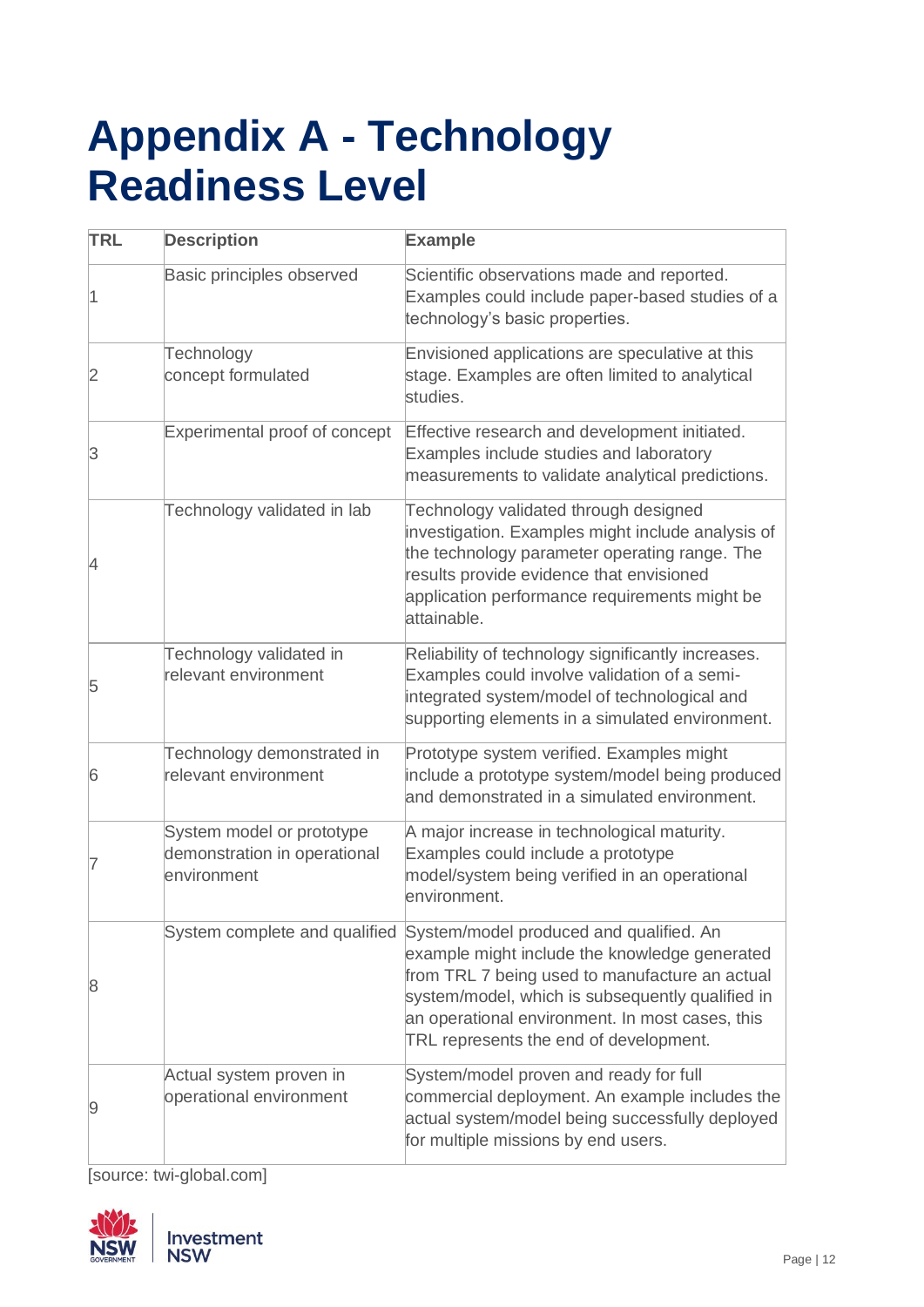# Appendix A - Technology Readiness Level

| TRL | Description | Example |
|---|---|---|
| 1 | Basic principles observed | Scientific observations made and reported. Examples could include paper-based studies of a technology's basic properties. |
| 2 | Technology concept formulated | Envisioned applications are speculative at this stage. Examples are often limited to analytical studies. |
| 3 | Experimental proof of concept | Effective research and development initiated. Examples include studies and laboratory measurements to validate analytical predictions. |
| 4 | Technology validated in lab | Technology validated through designed investigation. Examples might include analysis of the technology parameter operating range. The results provide evidence that envisioned application performance requirements might be attainable. |
| 5 | Technology validated in relevant environment | Reliability of technology significantly increases. Examples could involve validation of a semi-integrated system/model of technological and supporting elements in a simulated environment. |
| 6 | Technology demonstrated in relevant environment | Prototype system verified. Examples might include a prototype system/model being produced and demonstrated in a simulated environment. |
| 7 | System model or prototype demonstration in operational environment | A major increase in technological maturity. Examples could include a prototype model/system being verified in an operational environment. |
| 8 | System complete and qualified | System/model produced and qualified. An example might include the knowledge generated from TRL 7 being used to manufacture an actual system/model, which is subsequently qualified in an operational environment. In most cases, this TRL represents the end of development. |
| 9 | Actual system proven in operational environment | System/model proven and ready for full commercial deployment. An example includes the actual system/model being successfully deployed for multiple missions by end users. |

[source: twi-global.com]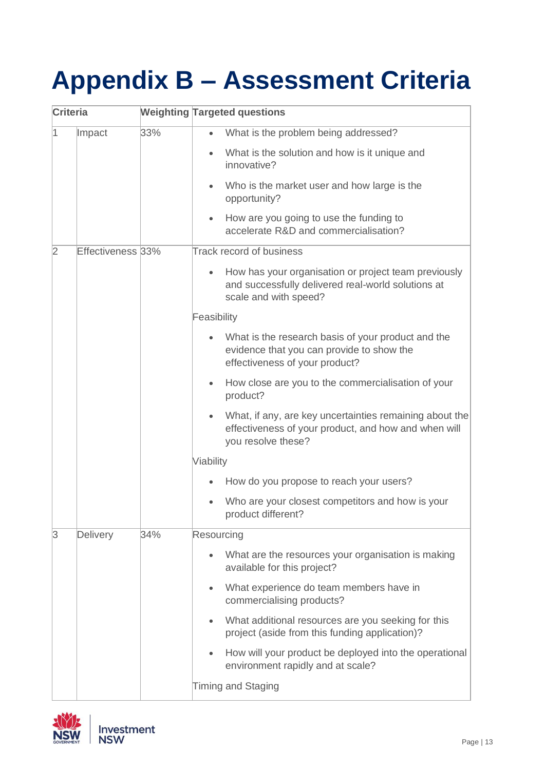# Appendix B – Assessment Criteria

| Criteria | | Weighting | Targeted questions |
| --- | --- | --- | --- |
| 1 | Impact | 33% | • What is the problem being addressed?<br>• What is the solution and how is it unique and innovative?<br>• Who is the market user and how large is the opportunity?<br>• How are you going to use the funding to accelerate R&D and commercialisation? |
| 2 | Effectiveness | 33% | Track record of business<br>• How has your organisation or project team previously and successfully delivered real-world solutions at scale and with speed?<br>Feasibility<br>• What is the research basis of your product and the evidence that you can provide to show the effectiveness of your product?<br>• How close are you to the commercialisation of your product?<br>• What, if any, are key uncertainties remaining about the effectiveness of your product, and how and when will you resolve these?<br>Viability<br>• How do you propose to reach your users?<br>• Who are your closest competitors and how is your product different? |
| 3 | Delivery | 34% | Resourcing<br>• What are the resources your organisation is making available for this project?<br>• What experience do team members have in commercialising products?<br>• What additional resources are you seeking for this project (aside from this funding application)?<br>• How will your product be deployed into the operational environment rapidly and at scale?<br>Timing and Staging |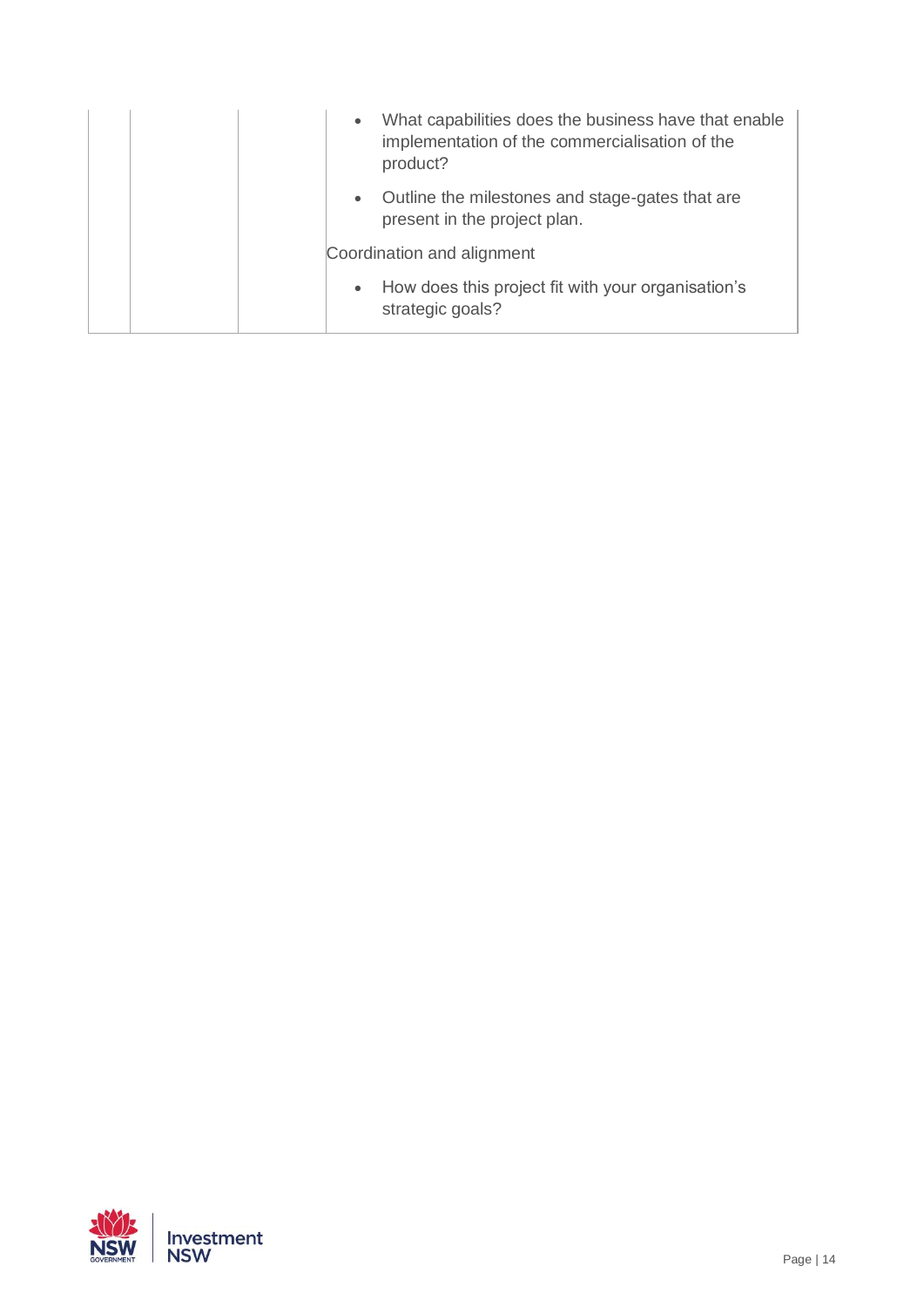| | | | • What capabilities does the business have that enable implementation of the commercialisation of the product?<br>• Outline the milestones and stage-gates that are present in the project plan.<br>Coordination and alignment<br>• How does this project fit with your organisation's strategic goals? |
|---|---|---|---|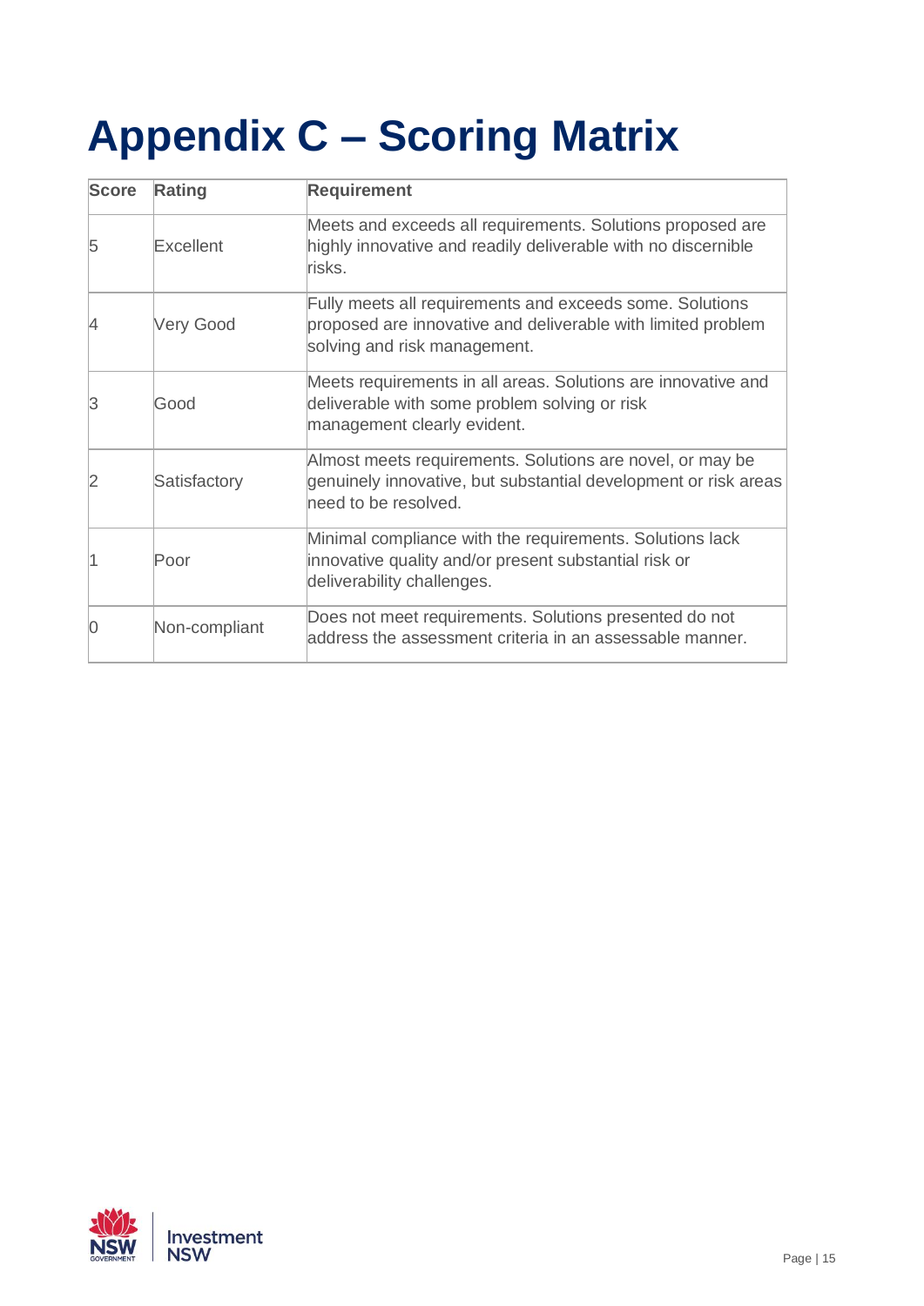# Appendix C – Scoring Matrix

| Score | Rating | Requirement |
|---|---|---|
| 5 | Excellent | Meets and exceeds all requirements. Solutions proposed are highly innovative and readily deliverable with no discernible risks. |
| 4 | Very Good | Fully meets all requirements and exceeds some. Solutions proposed are innovative and deliverable with limited problem solving and risk management. |
| 3 | Good | Meets requirements in all areas. Solutions are innovative and deliverable with some problem solving or risk management clearly evident. |
| 2 | Satisfactory | Almost meets requirements. Solutions are novel, or may be genuinely innovative, but substantial development or risk areas need to be resolved. |
| 1 | Poor | Minimal compliance with the requirements. Solutions lack innovative quality and/or present substantial risk or deliverability challenges. |
| 0 | Non-compliant | Does not meet requirements. Solutions presented do not address the assessment criteria in an assessable manner. |